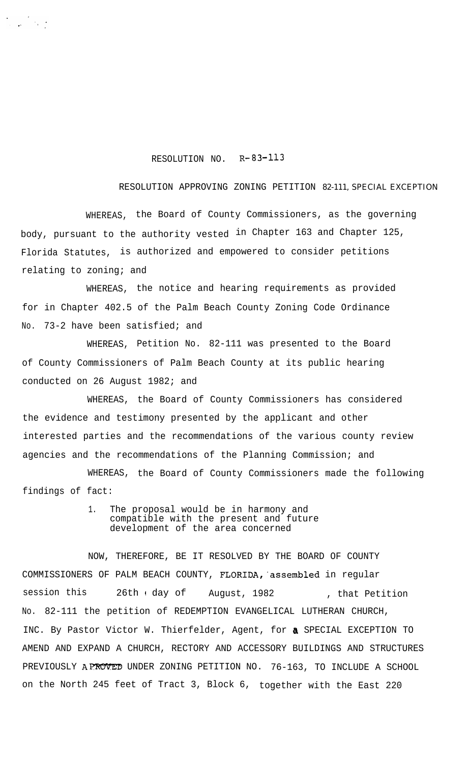RESOLUTION NO. R-83-113

RESOLUTION APPROVING ZONING PETITION 82-111, SPECIAL EXCEPTION

WHEREAS, the Board of County Commissioners, as the governing body, pursuant to the authority vested in Chapter 163 and Chapter 125, Florida Statutes, is authorized and empowered to consider petitions relating to zoning; and

WHEREAS, the notice and hearing requirements as provided for in Chapter 402.5 of the Palm Beach County Zoning Code Ordinance No. 73-2 have been satisfied; and

WHEREAS, Petition No. 82-111 was presented to the Board of County Commissioners of Palm Beach County at its public hearing conducted on 26 August 1982; and

WHEREAS, the Board of County Commissioners has considered the evidence and testimony presented by the applicant and other interested parties and the recommendations of the various county review agencies and the recommendations of the Planning Commission; and

WHEREAS, the Board of County Commissioners made the following findings of fact:

1. The proposal would be in harmony and compatible with the present and future development of the area concerned

NOW, THEREFORE, BE IT RESOLVED BY THE BOARD OF COUNTY COMMISSIONERS OF PALM BEACH COUNTY, FLORIDA, assembled in regular session this 26th day of August, 1982, that Petition No. 82-111 the petition of REDEMPTION EVANGELICAL LUTHERAN CHURCH, INC. By Pastor Victor W. Thierfelder, Agent, for a SPECIAL EXCEPTION TO AMEND AND EXPAND A CHURCH, RECTORY AND ACCESSORY BUILDINGS AND STRUCTURES PREVIOUSLY APROVED UNDER ZONING PETITION NO. 76-163, TO INCLUDE A SCHOOL on the North 245 feet of Tract 3, Block 6, together with the East 220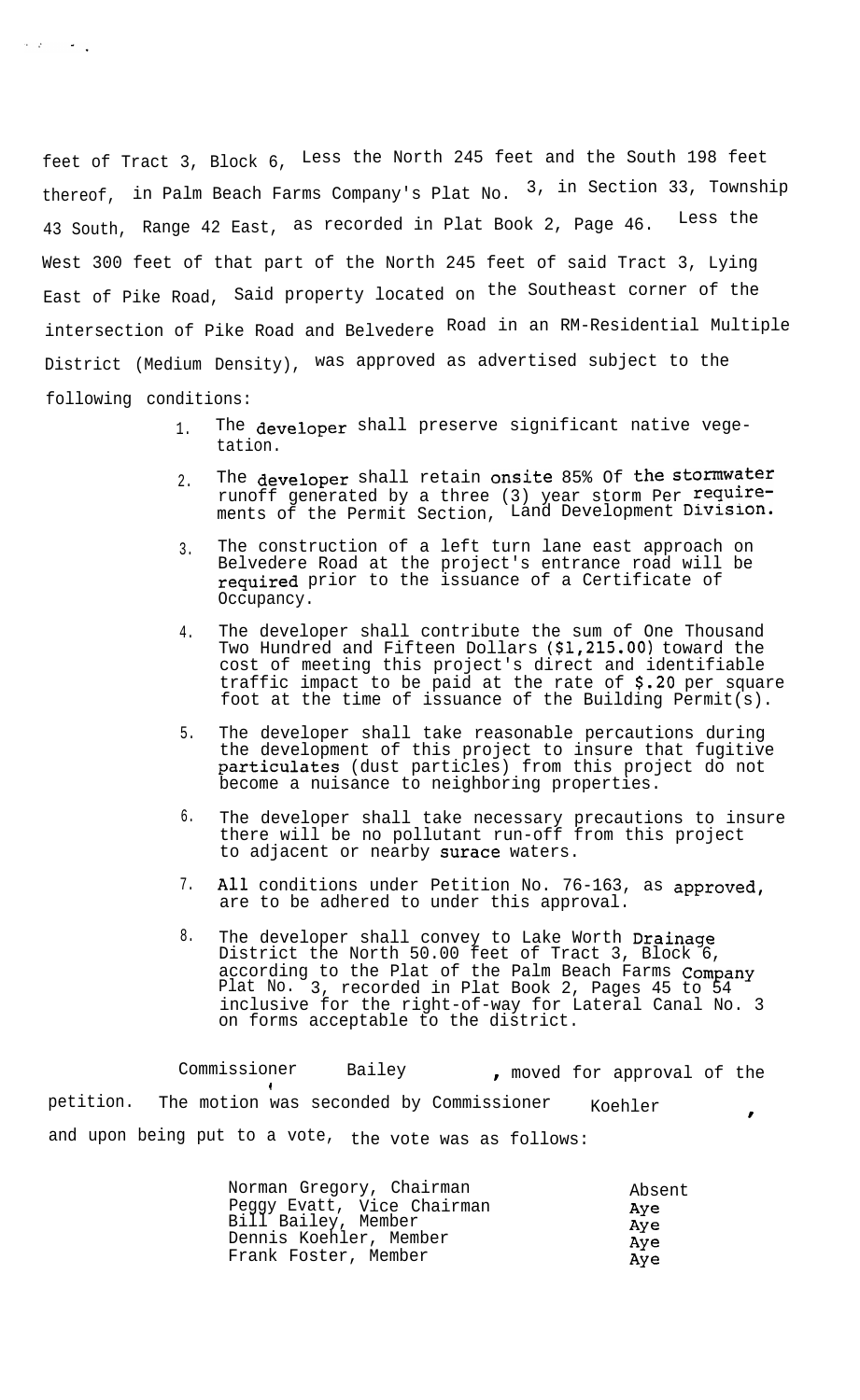feet of Tract 3, Block 6, Less the North 245 feet and the South 198 feet thereof, in Palm Beach Farms Company's Plat No. 3, in Section 33, Township 43 South, Range 42 East, as recorded in Plat Book 2, Page 46. Less the West 300 feet of that part of the North 245 feet of said Tract 3, Lying East of Pike Road, Said property located on the Southeast corner of the intersection of Pike Road and Belvedere Road in an RM-Residential Multiple District (Medium Density), was approved as advertised subject to the following conditions:

1. The developer shall preserve significant native vegetation.
2. The developer shall retain onsite 85% Of the stormwater runoff generated by a three (3) year storm Per requirements of the Permit Section, Land Development Division.
3. The construction of a left turn lane east approach on Belvedere Road at the project's entrance road will be required prior to the issuance of a Certificate of Occupancy.
4. The developer shall contribute the sum of One Thousand Two Hundred and Fifteen Dollars ($1,215.00) toward the cost of meeting this project's direct and identifiable traffic impact to be paid at the rate of $.20 per square foot at the time of issuance of the Building Permit(s).
5. The developer shall take reasonable percautions during the development of this project to insure that fugitive particulates (dust particles) from this project do not become a nuisance to neighboring properties.
6. The developer shall take necessary precautions to insure there will be no pollutant run-off from this project to adjacent or nearby surace waters.
7. All conditions under Petition No. 76-163, as approved, are to be adhered to under this approval.
8. The developer shall convey to Lake Worth Drainage District the North 50.00 feet of Tract 3, Block 6, according to the Plat of the Palm Beach Farms Company Plat No. 3, recorded in Plat Book 2, Pages 45 to 54 inclusive for the right-of-way for Lateral Canal No. 3 on forms acceptable to the district.

Commissioner Bailey, moved for approval of the petition. The motion was seconded by Commissioner Koehler, and upon being put to a vote, the vote was as follows:

| | |
|---|---|
| Norman Gregory, Chairman | Absent |
| Peggy Evatt, Vice Chairman | Aye |
| Bill Bailey, Member | Aye |
| Dennis Koehler, Member | Aye |
| Frank Foster, Member | Aye |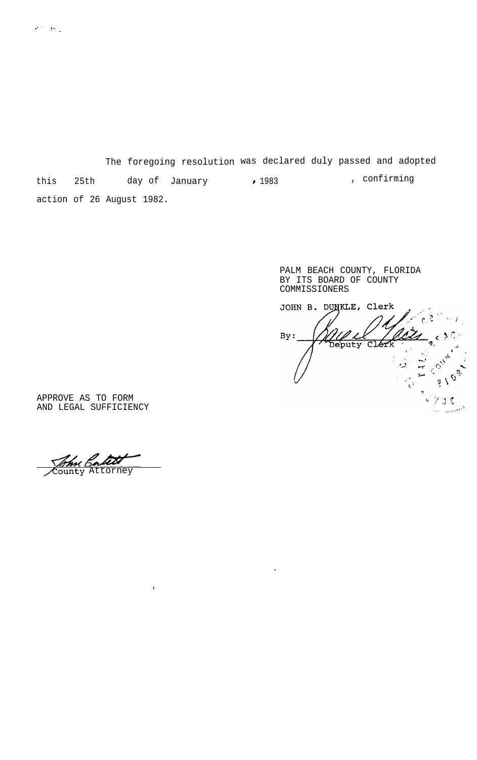The foregoing resolution was declared duly passed and adopted this 25th day of January, 1983, confirming action of 26 August 1982.

PALM BEACH COUNTY, FLORIDA
BY ITS BOARD OF COUNTY
COMMISSIONERS

JOHN B. DUNKLE, Clerk

By: ______________________
Deputy Clerk

APPROVE AS TO FORM
AND LEGAL SUFFICIENCY

______________________
County Attorney